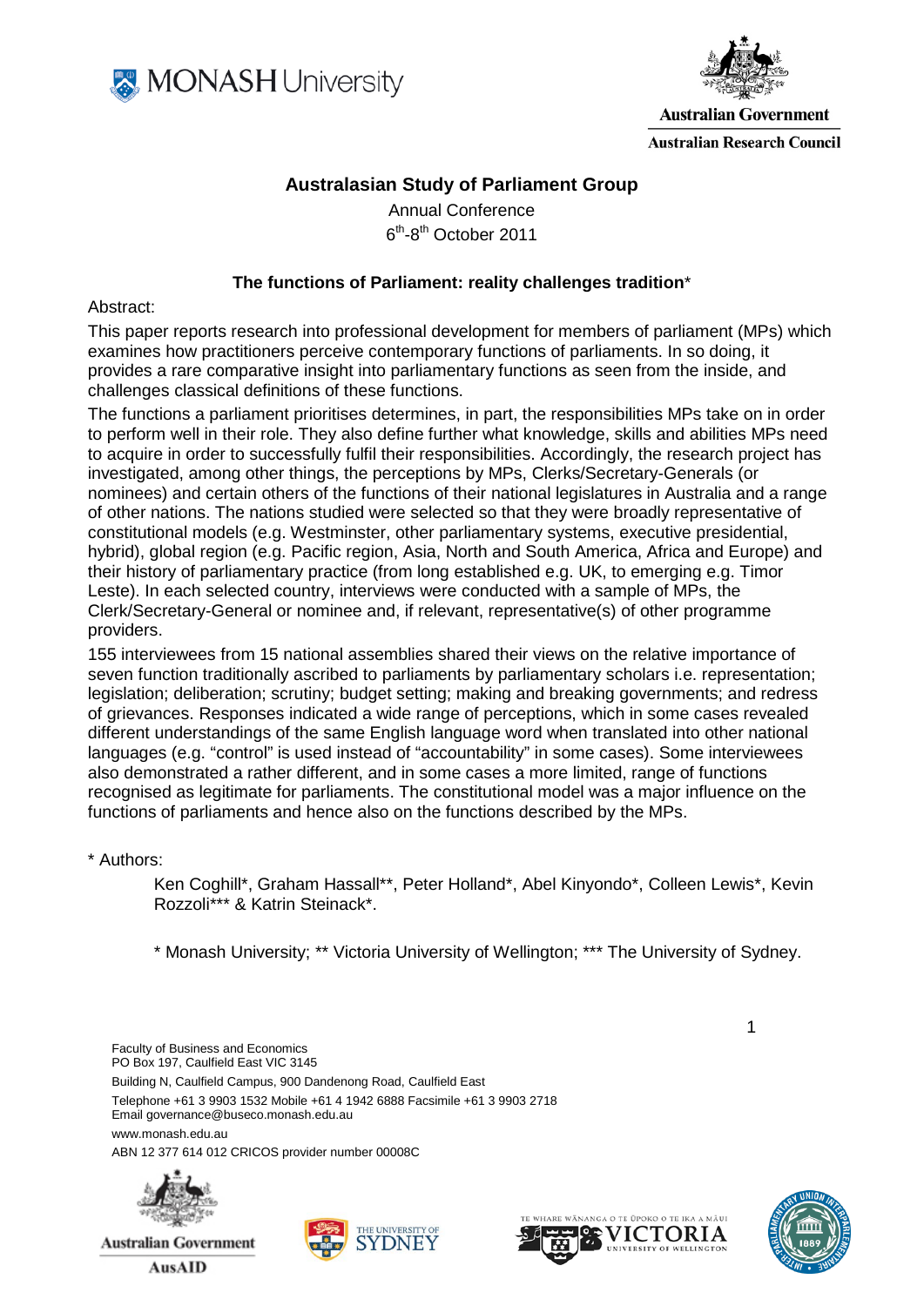MONASH University

Australian Government
Australian Research Council

## Australasian Study of Parliament Group

Annual Conference
6th-8th October 2011

### The functions of Parliament: reality challenges tradition*

Abstract:

This paper reports research into professional development for members of parliament (MPs) which examines how practitioners perceive contemporary functions of parliaments. In so doing, it provides a rare comparative insight into parliamentary functions as seen from the inside, and challenges classical definitions of these functions.

The functions a parliament prioritises determines, in part, the responsibilities MPs take on in order to perform well in their role. They also define further what knowledge, skills and abilities MPs need to acquire in order to successfully fulfil their responsibilities. Accordingly, the research project has investigated, among other things, the perceptions by MPs, Clerks/Secretary-Generals (or nominees) and certain others of the functions of their national legislatures in Australia and a range of other nations. The nations studied were selected so that they were broadly representative of constitutional models (e.g. Westminster, other parliamentary systems, executive presidential, hybrid), global region (e.g. Pacific region, Asia, North and South America, Africa and Europe) and their history of parliamentary practice (from long established e.g. UK, to emerging e.g. Timor Leste). In each selected country, interviews were conducted with a sample of MPs, the Clerk/Secretary-General or nominee and, if relevant, representative(s) of other programme providers.

155 interviewees from 15 national assemblies shared their views on the relative importance of seven function traditionally ascribed to parliaments by parliamentary scholars i.e. representation; legislation; deliberation; scrutiny; budget setting; making and breaking governments; and redress of grievances. Responses indicated a wide range of perceptions, which in some cases revealed different understandings of the same English language word when translated into other national languages (e.g. "control" is used instead of "accountability" in some cases). Some interviewees also demonstrated a rather different, and in some cases a more limited, range of functions recognised as legitimate for parliaments. The constitutional model was a major influence on the functions of parliaments and hence also on the functions described by the MPs.

\* Authors:

Ken Coghill*, Graham Hassall**, Peter Holland*, Abel Kinyondo*, Colleen Lewis*, Kevin Rozzoli*** & Katrin Steinack*.

\* Monash University; ** Victoria University of Wellington; *** The University of Sydney.

Faculty of Business and Economics
PO Box 197, Caulfield East VIC 3145
Building N, Caulfield Campus, 900 Dandenong Road, Caulfield East
Telephone +61 3 9903 1532 Mobile +61 4 1942 6888 Facsimile +61 3 9903 2718
Email governance@buseco.monash.edu.au
www.monash.edu.au
ABN 12 377 614 012 CRICOS provider number 00008C

Australian Government AusAID | The University of Sydney | Te Whare Wānanga o te Ūpoko o te Ika a Māui Victoria University of Wellington | Inter-Parliamentary Union 1889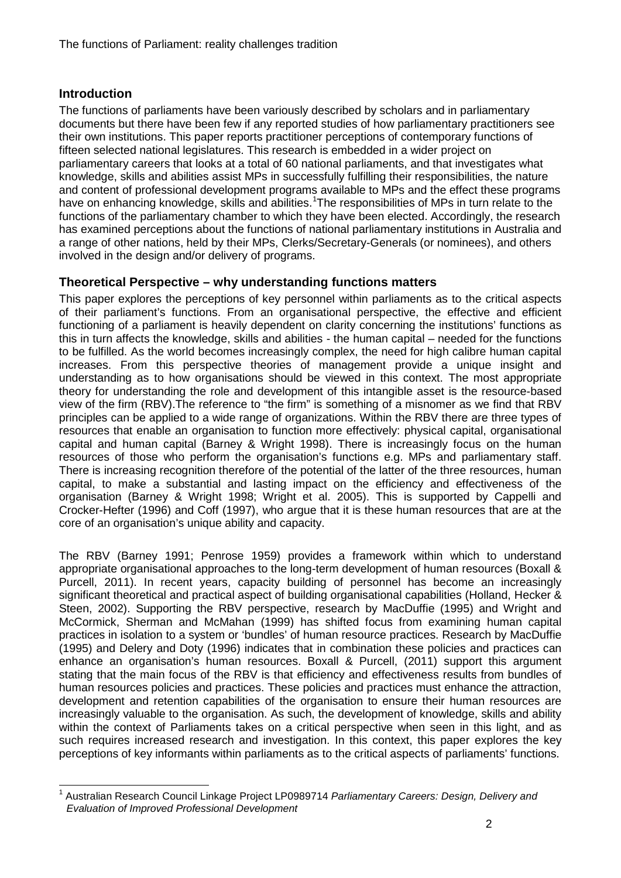## Introduction

The functions of parliaments have been variously described by scholars and in parliamentary documents but there have been few if any reported studies of how parliamentary practitioners see their own institutions. This paper reports practitioner perceptions of contemporary functions of fifteen selected national legislatures. This research is embedded in a wider project on parliamentary careers that looks at a total of 60 national parliaments, and that investigates what knowledge, skills and abilities assist MPs in successfully fulfilling their responsibilities, the nature and content of professional development programs available to MPs and the effect these programs have on enhancing knowledge, skills and abilities.[1]The responsibilities of MPs in turn relate to the functions of the parliamentary chamber to which they have been elected. Accordingly, the research has examined perceptions about the functions of national parliamentary institutions in Australia and a range of other nations, held by their MPs, Clerks/Secretary-Generals (or nominees), and others involved in the design and/or delivery of programs.

## Theoretical Perspective – why understanding functions matters

This paper explores the perceptions of key personnel within parliaments as to the critical aspects of their parliament's functions. From an organisational perspective, the effective and efficient functioning of a parliament is heavily dependent on clarity concerning the institutions' functions as this in turn affects the knowledge, skills and abilities - the human capital – needed for the functions to be fulfilled. As the world becomes increasingly complex, the need for high calibre human capital increases. From this perspective theories of management provide a unique insight and understanding as to how organisations should be viewed in this context. The most appropriate theory for understanding the role and development of this intangible asset is the resource-based view of the firm (RBV).The reference to "the firm" is something of a misnomer as we find that RBV principles can be applied to a wide range of organizations. Within the RBV there are three types of resources that enable an organisation to function more effectively: physical capital, organisational capital and human capital (Barney & Wright 1998). There is increasingly focus on the human resources of those who perform the organisation's functions e.g. MPs and parliamentary staff. There is increasing recognition therefore of the potential of the latter of the three resources, human capital, to make a substantial and lasting impact on the efficiency and effectiveness of the organisation (Barney & Wright 1998; Wright et al. 2005). This is supported by Cappelli and Crocker-Hefter (1996) and Coff (1997), who argue that it is these human resources that are at the core of an organisation's unique ability and capacity.

The RBV (Barney 1991; Penrose 1959) provides a framework within which to understand appropriate organisational approaches to the long-term development of human resources (Boxall & Purcell, 2011). In recent years, capacity building of personnel has become an increasingly significant theoretical and practical aspect of building organisational capabilities (Holland, Hecker & Steen, 2002). Supporting the RBV perspective, research by MacDuffie (1995) and Wright and McCormick, Sherman and McMahan (1999) has shifted focus from examining human capital practices in isolation to a system or 'bundles' of human resource practices. Research by MacDuffie (1995) and Delery and Doty (1996) indicates that in combination these policies and practices can enhance an organisation's human resources. Boxall & Purcell, (2011) support this argument stating that the main focus of the RBV is that efficiency and effectiveness results from bundles of human resources policies and practices. These policies and practices must enhance the attraction, development and retention capabilities of the organisation to ensure their human resources are increasingly valuable to the organisation. As such, the development of knowledge, skills and ability within the context of Parliaments takes on a critical perspective when seen in this light, and as such requires increased research and investigation. In this context, this paper explores the key perceptions of key informants within parliaments as to the critical aspects of parliaments' functions.

---

[1] Australian Research Council Linkage Project LP0989714 *Parliamentary Careers: Design, Delivery and Evaluation of Improved Professional Development*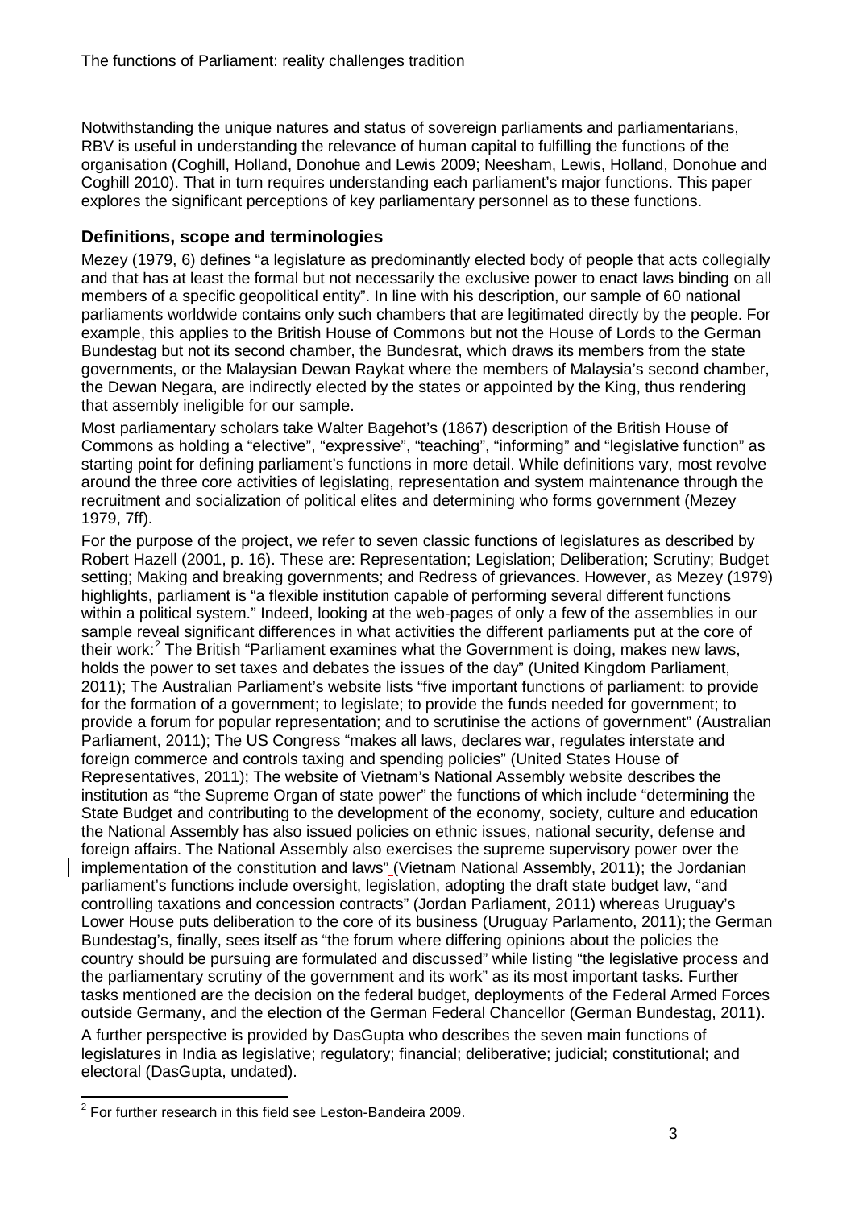Notwithstanding the unique natures and status of sovereign parliaments and parliamentarians, RBV is useful in understanding the relevance of human capital to fulfilling the functions of the organisation (Coghill, Holland, Donohue and Lewis 2009; Neesham, Lewis, Holland, Donohue and Coghill 2010). That in turn requires understanding each parliament's major functions. This paper explores the significant perceptions of key parliamentary personnel as to these functions.

## Definitions, scope and terminologies

Mezey (1979, 6) defines "a legislature as predominantly elected body of people that acts collegially and that has at least the formal but not necessarily the exclusive power to enact laws binding on all members of a specific geopolitical entity". In line with his description, our sample of 60 national parliaments worldwide contains only such chambers that are legitimated directly by the people. For example, this applies to the British House of Commons but not the House of Lords to the German Bundestag but not its second chamber, the Bundesrat, which draws its members from the state governments, or the Malaysian Dewan Raykat where the members of Malaysia's second chamber, the Dewan Negara, are indirectly elected by the states or appointed by the King, thus rendering that assembly ineligible for our sample.

Most parliamentary scholars take Walter Bagehot's (1867) description of the British House of Commons as holding a "elective", "expressive", "teaching", "informing" and "legislative function" as starting point for defining parliament's functions in more detail. While definitions vary, most revolve around the three core activities of legislating, representation and system maintenance through the recruitment and socialization of political elites and determining who forms government (Mezey 1979, 7ff).

For the purpose of the project, we refer to seven classic functions of legislatures as described by Robert Hazell (2001, p. 16). These are: Representation; Legislation; Deliberation; Scrutiny; Budget setting; Making and breaking governments; and Redress of grievances. However, as Mezey (1979) highlights, parliament is "a flexible institution capable of performing several different functions within a political system." Indeed, looking at the web-pages of only a few of the assemblies in our sample reveal significant differences in what activities the different parliaments put at the core of their work:[2] The British "Parliament examines what the Government is doing, makes new laws, holds the power to set taxes and debates the issues of the day" (United Kingdom Parliament, 2011); The Australian Parliament's website lists "five important functions of parliament: to provide for the formation of a government; to legislate; to provide the funds needed for government; to provide a forum for popular representation; and to scrutinise the actions of government" (Australian Parliament, 2011); The US Congress "makes all laws, declares war, regulates interstate and foreign commerce and controls taxing and spending policies" (United States House of Representatives, 2011); The website of Vietnam's National Assembly website describes the institution as "the Supreme Organ of state power" the functions of which include "determining the State Budget and contributing to the development of the economy, society, culture and education the National Assembly has also issued policies on ethnic issues, national security, defense and foreign affairs. The National Assembly also exercises the supreme supervisory power over the implementation of the constitution and laws" (Vietnam National Assembly, 2011); the Jordanian parliament's functions include oversight, legislation, adopting the draft state budget law, "and controlling taxations and concession contracts" (Jordan Parliament, 2011) whereas Uruguay's Lower House puts deliberation to the core of its business (Uruguay Parlamento, 2011); the German Bundestag's, finally, sees itself as "the forum where differing opinions about the policies the country should be pursuing are formulated and discussed" while listing "the legislative process and the parliamentary scrutiny of the government and its work" as its most important tasks. Further tasks mentioned are the decision on the federal budget, deployments of the Federal Armed Forces outside Germany, and the election of the German Federal Chancellor (German Bundestag, 2011).

A further perspective is provided by DasGupta who describes the seven main functions of legislatures in India as legislative; regulatory; financial; deliberative; judicial; constitutional; and electoral (DasGupta, undated).

---

[2] For further research in this field see Leston-Bandeira 2009.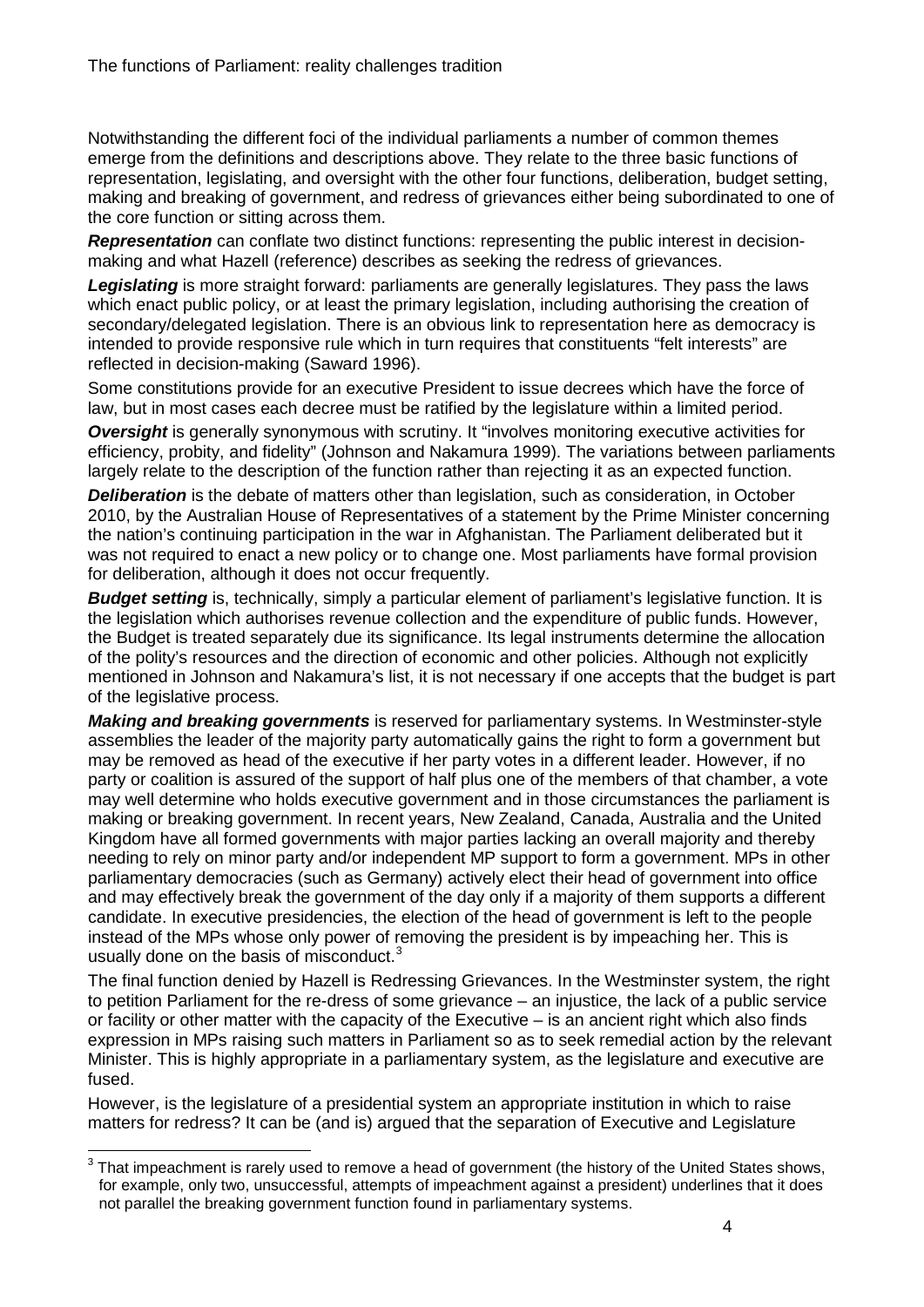Notwithstanding the different foci of the individual parliaments a number of common themes emerge from the definitions and descriptions above. They relate to the three basic functions of representation, legislating, and oversight with the other four functions, deliberation, budget setting, making and breaking of government, and redress of grievances either being subordinated to one of the core function or sitting across them.

***Representation*** can conflate two distinct functions: representing the public interest in decision-making and what Hazell (reference) describes as seeking the redress of grievances.

***Legislating*** is more straight forward: parliaments are generally legislatures. They pass the laws which enact public policy, or at least the primary legislation, including authorising the creation of secondary/delegated legislation. There is an obvious link to representation here as democracy is intended to provide responsive rule which in turn requires that constituents "felt interests" are reflected in decision-making (Saward 1996).

Some constitutions provide for an executive President to issue decrees which have the force of law, but in most cases each decree must be ratified by the legislature within a limited period.

***Oversight*** is generally synonymous with scrutiny. It "involves monitoring executive activities for efficiency, probity, and fidelity" (Johnson and Nakamura 1999). The variations between parliaments largely relate to the description of the function rather than rejecting it as an expected function.

***Deliberation*** is the debate of matters other than legislation, such as consideration, in October 2010, by the Australian House of Representatives of a statement by the Prime Minister concerning the nation's continuing participation in the war in Afghanistan. The Parliament deliberated but it was not required to enact a new policy or to change one. Most parliaments have formal provision for deliberation, although it does not occur frequently.

***Budget setting*** is, technically, simply a particular element of parliament's legislative function. It is the legislation which authorises revenue collection and the expenditure of public funds. However, the Budget is treated separately due its significance. Its legal instruments determine the allocation of the polity's resources and the direction of economic and other policies. Although not explicitly mentioned in Johnson and Nakamura's list, it is not necessary if one accepts that the budget is part of the legislative process.

***Making and breaking governments*** is reserved for parliamentary systems. In Westminster-style assemblies the leader of the majority party automatically gains the right to form a government but may be removed as head of the executive if her party votes in a different leader. However, if no party or coalition is assured of the support of half plus one of the members of that chamber, a vote may well determine who holds executive government and in those circumstances the parliament is making or breaking government. In recent years, New Zealand, Canada, Australia and the United Kingdom have all formed governments with major parties lacking an overall majority and thereby needing to rely on minor party and/or independent MP support to form a government. MPs in other parliamentary democracies (such as Germany) actively elect their head of government into office and may effectively break the government of the day only if a majority of them supports a different candidate. In executive presidencies, the election of the head of government is left to the people instead of the MPs whose only power of removing the president is by impeaching her. This is usually done on the basis of misconduct.[3]

The final function denied by Hazell is Redressing Grievances. In the Westminster system, the right to petition Parliament for the re-dress of some grievance – an injustice, the lack of a public service or facility or other matter with the capacity of the Executive – is an ancient right which also finds expression in MPs raising such matters in Parliament so as to seek remedial action by the relevant Minister. This is highly appropriate in a parliamentary system, as the legislature and executive are fused.

However, is the legislature of a presidential system an appropriate institution in which to raise matters for redress? It can be (and is) argued that the separation of Executive and Legislature

[3] That impeachment is rarely used to remove a head of government (the history of the United States shows, for example, only two, unsuccessful, attempts of impeachment against a president) underlines that it does not parallel the breaking government function found in parliamentary systems.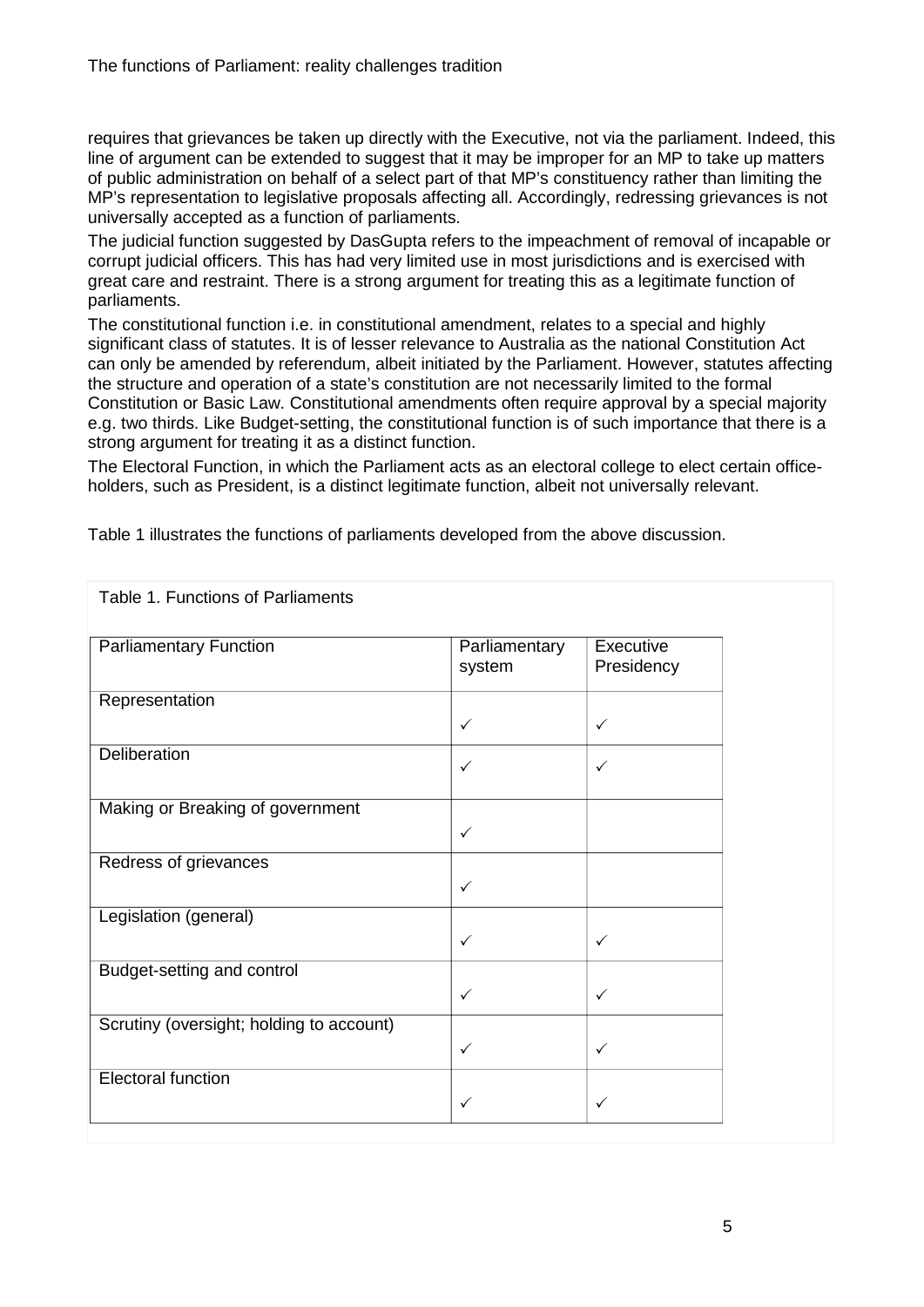requires that grievances be taken up directly with the Executive, not via the parliament. Indeed, this line of argument can be extended to suggest that it may be improper for an MP to take up matters of public administration on behalf of a select part of that MP's constituency rather than limiting the MP's representation to legislative proposals affecting all. Accordingly, redressing grievances is not universally accepted as a function of parliaments.

The judicial function suggested by DasGupta refers to the impeachment of removal of incapable or corrupt judicial officers. This has had very limited use in most jurisdictions and is exercised with great care and restraint. There is a strong argument for treating this as a legitimate function of parliaments.

The constitutional function i.e. in constitutional amendment, relates to a special and highly significant class of statutes. It is of lesser relevance to Australia as the national Constitution Act can only be amended by referendum, albeit initiated by the Parliament. However, statutes affecting the structure and operation of a state's constitution are not necessarily limited to the formal Constitution or Basic Law. Constitutional amendments often require approval by a special majority e.g. two thirds. Like Budget-setting, the constitutional function is of such importance that there is a strong argument for treating it as a distinct function.

The Electoral Function, in which the Parliament acts as an electoral college to elect certain office-holders, such as President, is a distinct legitimate function, albeit not universally relevant.

Table 1 illustrates the functions of parliaments developed from the above discussion.

Table 1. Functions of Parliaments

| Parliamentary Function | Parliamentary system | Executive Presidency |
|---|---|---|
| Representation | ✓ | ✓ |
| Deliberation | ✓ | ✓ |
| Making or Breaking of government | ✓ | |
| Redress of grievances | ✓ | |
| Legislation (general) | ✓ | ✓ |
| Budget-setting and control | ✓ | ✓ |
| Scrutiny (oversight; holding to account) | ✓ | ✓ |
| Electoral function | ✓ | ✓ |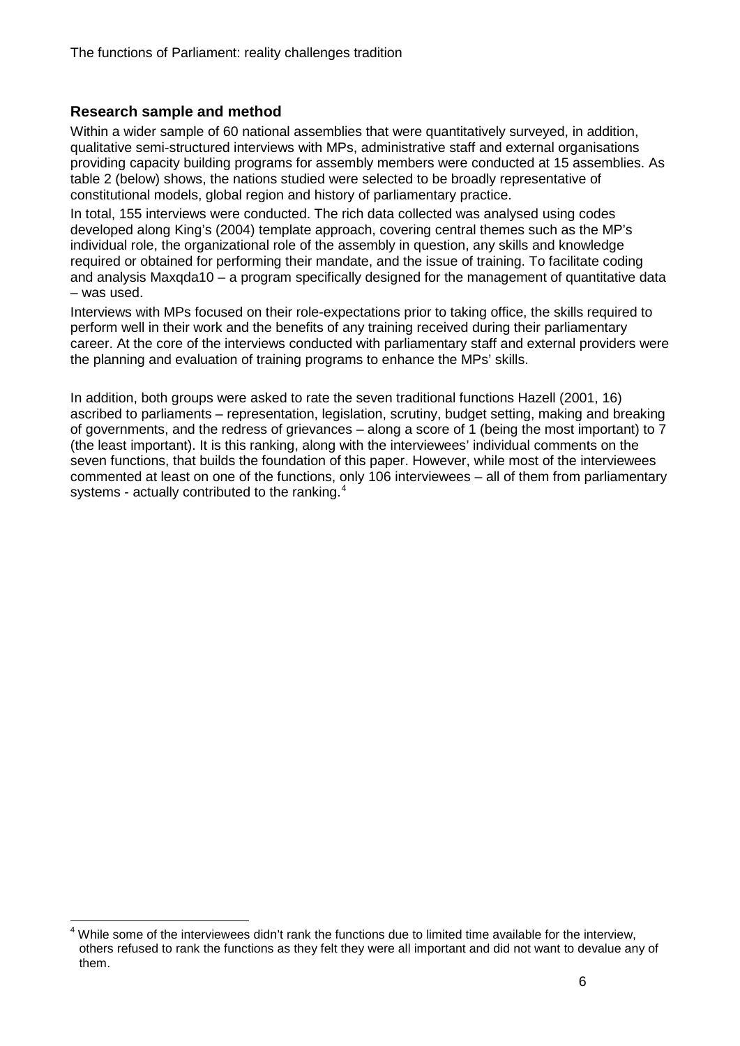## Research sample and method

Within a wider sample of 60 national assemblies that were quantitatively surveyed, in addition, qualitative semi-structured interviews with MPs, administrative staff and external organisations providing capacity building programs for assembly members were conducted at 15 assemblies. As table 2 (below) shows, the nations studied were selected to be broadly representative of constitutional models, global region and history of parliamentary practice.

In total, 155 interviews were conducted. The rich data collected was analysed using codes developed along King's (2004) template approach, covering central themes such as the MP's individual role, the organizational role of the assembly in question, any skills and knowledge required or obtained for performing their mandate, and the issue of training. To facilitate coding and analysis Maxqda10 – a program specifically designed for the management of quantitative data – was used.

Interviews with MPs focused on their role-expectations prior to taking office, the skills required to perform well in their work and the benefits of any training received during their parliamentary career. At the core of the interviews conducted with parliamentary staff and external providers were the planning and evaluation of training programs to enhance the MPs' skills.

In addition, both groups were asked to rate the seven traditional functions Hazell (2001, 16) ascribed to parliaments – representation, legislation, scrutiny, budget setting, making and breaking of governments, and the redress of grievances – along a score of 1 (being the most important) to 7 (the least important). It is this ranking, along with the interviewees' individual comments on the seven functions, that builds the foundation of this paper. However, while most of the interviewees commented at least on one of the functions, only 106 interviewees – all of them from parliamentary systems - actually contributed to the ranking.[4]

[4] While some of the interviewees didn't rank the functions due to limited time available for the interview, others refused to rank the functions as they felt they were all important and did not want to devalue any of them.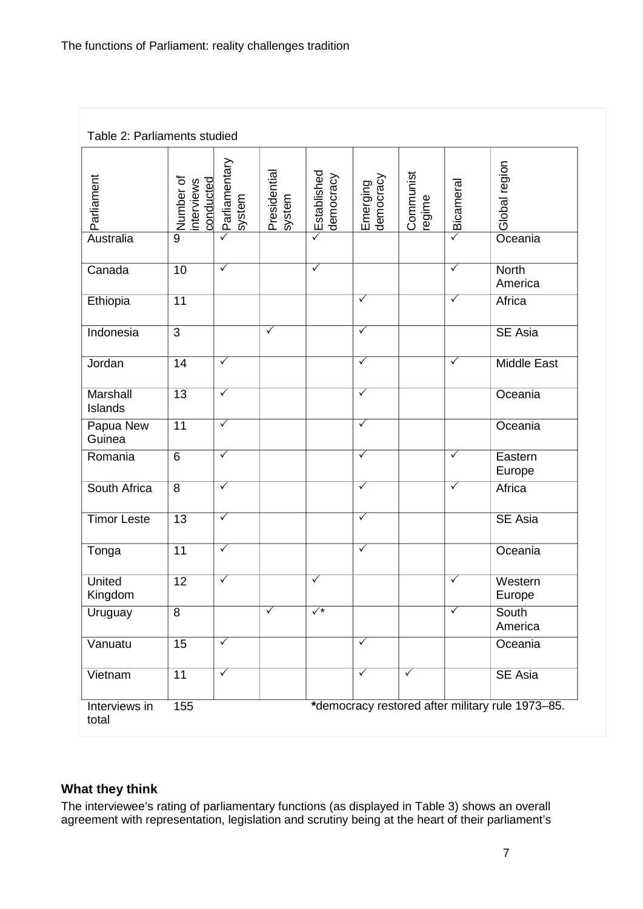Table 2: Parliaments studied

| Parliament | Number of interviews conducted | Parliamentary system | Presidential system | Established democracy | Emerging democracy | Communist regime | Bicameral | Global region |
|---|---|---|---|---|---|---|---|---|
| Australia | 9 | ✓ | | ✓ | | | ✓ | Oceania |
| Canada | 10 | ✓ | | ✓ | | | ✓ | North America |
| Ethiopia | 11 | | | | ✓ | | ✓ | Africa |
| Indonesia | 3 | | ✓ | | ✓ | | | SE Asia |
| Jordan | 14 | ✓ | | | ✓ | | ✓ | Middle East |
| Marshall Islands | 13 | ✓ | | | ✓ | | | Oceania |
| Papua New Guinea | 11 | ✓ | | | ✓ | | | Oceania |
| Romania | 6 | ✓ | | | ✓ | | ✓ | Eastern Europe |
| South Africa | 8 | ✓ | | | ✓ | | ✓ | Africa |
| Timor Leste | 13 | ✓ | | | ✓ | | | SE Asia |
| Tonga | 11 | ✓ | | | ✓ | | | Oceania |
| United Kingdom | 12 | ✓ | | ✓ | | | ✓ | Western Europe |
| Uruguay | 8 | | ✓ | ✓* | | | ✓ | South America |
| Vanuatu | 15 | ✓ | | | ✓ | | | Oceania |
| Vietnam | 11 | ✓ | | | ✓ | ✓ | | SE Asia |
| Interviews in total | 155 | | | | | | | |

***democracy restored after military rule 1973–85.**

## What they think

The interviewee's rating of parliamentary functions (as displayed in Table 3) shows an overall agreement with representation, legislation and scrutiny being at the heart of their parliament's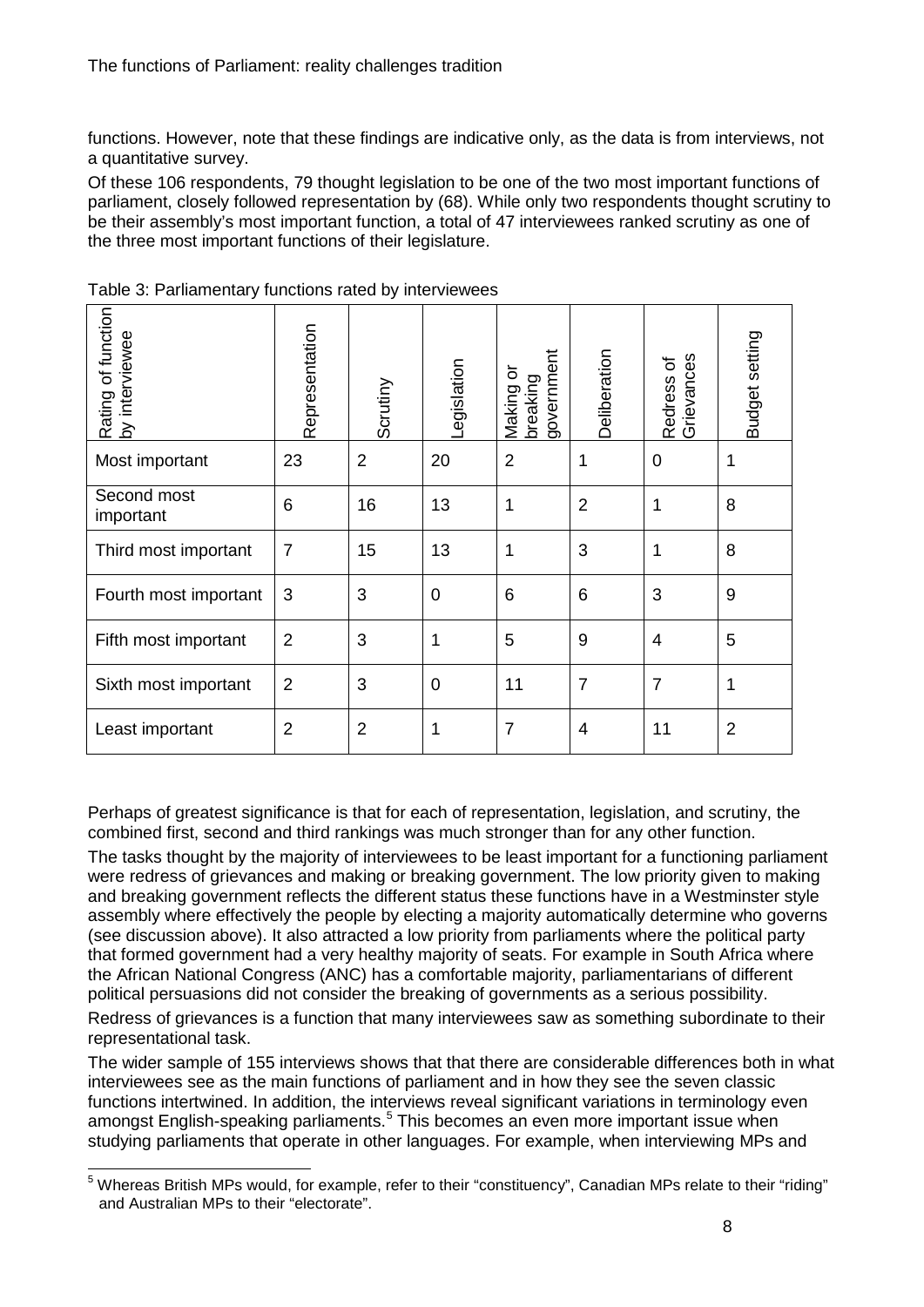functions. However, note that these findings are indicative only, as the data is from interviews, not a quantitative survey.

Of these 106 respondents, 79 thought legislation to be one of the two most important functions of parliament, closely followed representation by (68). While only two respondents thought scrutiny to be their assembly's most important function, a total of 47 interviewees ranked scrutiny as one of the three most important functions of their legislature.

Table 3: Parliamentary functions rated by interviewees

| Rating of function by interviewee | Representation | Scrutiny | Legislation | Making or breaking government | Deliberation | Redress of Grievances | Budget setting |
|---|---|---|---|---|---|---|---|
| Most important | 23 | 2 | 20 | 2 | 1 | 0 | 1 |
| Second most important | 6 | 16 | 13 | 1 | 2 | 1 | 8 |
| Third most important | 7 | 15 | 13 | 1 | 3 | 1 | 8 |
| Fourth most important | 3 | 3 | 0 | 6 | 6 | 3 | 9 |
| Fifth most important | 2 | 3 | 1 | 5 | 9 | 4 | 5 |
| Sixth most important | 2 | 3 | 0 | 11 | 7 | 7 | 1 |
| Least important | 2 | 2 | 1 | 7 | 4 | 11 | 2 |

Perhaps of greatest significance is that for each of representation, legislation, and scrutiny, the combined first, second and third rankings was much stronger than for any other function.

The tasks thought by the majority of interviewees to be least important for a functioning parliament were redress of grievances and making or breaking government. The low priority given to making and breaking government reflects the different status these functions have in a Westminster style assembly where effectively the people by electing a majority automatically determine who governs (see discussion above). It also attracted a low priority from parliaments where the political party that formed government had a very healthy majority of seats. For example in South Africa where the African National Congress (ANC) has a comfortable majority, parliamentarians of different political persuasions did not consider the breaking of governments as a serious possibility.

Redress of grievances is a function that many interviewees saw as something subordinate to their representational task.

The wider sample of 155 interviews shows that that there are considerable differences both in what interviewees see as the main functions of parliament and in how they see the seven classic functions intertwined. In addition, the interviews reveal significant variations in terminology even amongst English-speaking parliaments.[5] This becomes an even more important issue when studying parliaments that operate in other languages. For example, when interviewing MPs and

[5] Whereas British MPs would, for example, refer to their "constituency", Canadian MPs relate to their "riding" and Australian MPs to their "electorate".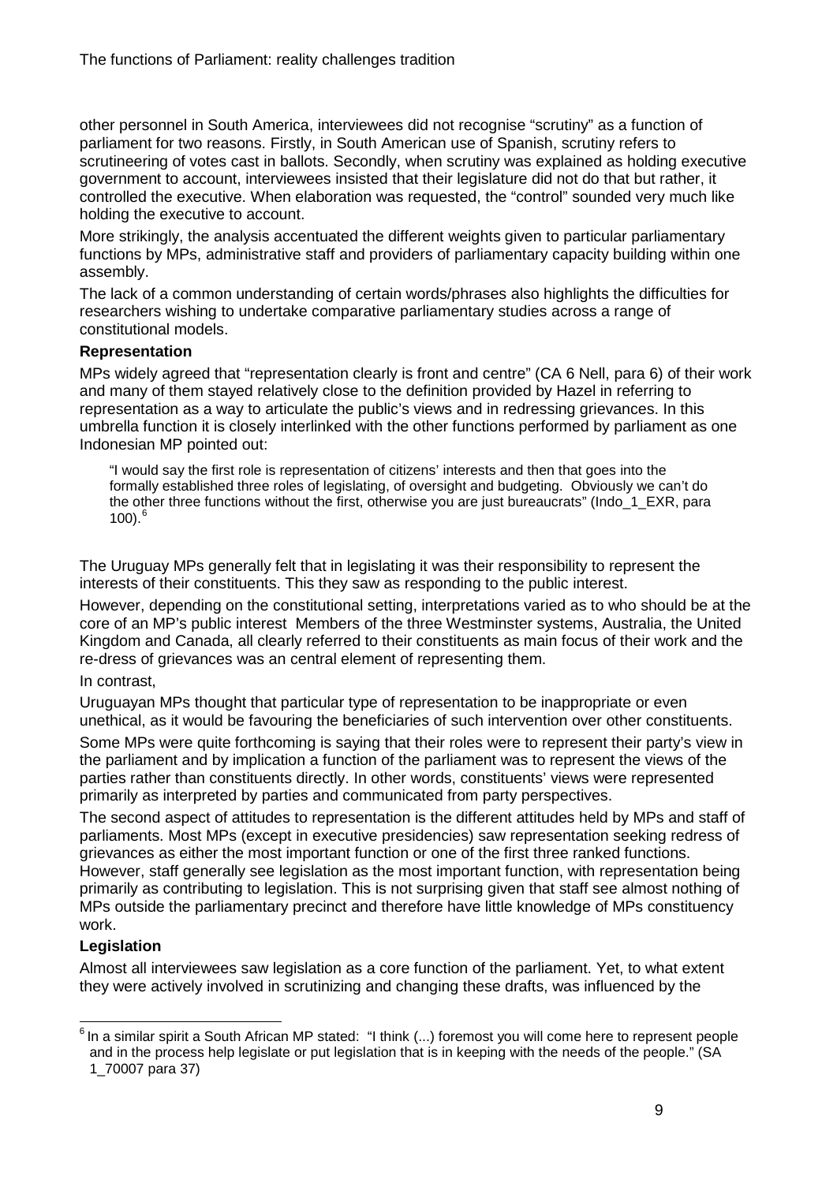other personnel in South America, interviewees did not recognise "scrutiny" as a function of parliament for two reasons. Firstly, in South American use of Spanish, scrutiny refers to scrutineering of votes cast in ballots. Secondly, when scrutiny was explained as holding executive government to account, interviewees insisted that their legislature did not do that but rather, it controlled the executive. When elaboration was requested, the "control" sounded very much like holding the executive to account.

More strikingly, the analysis accentuated the different weights given to particular parliamentary functions by MPs, administrative staff and providers of parliamentary capacity building within one assembly.

The lack of a common understanding of certain words/phrases also highlights the difficulties for researchers wishing to undertake comparative parliamentary studies across a range of constitutional models.

**Representation**

MPs widely agreed that "representation clearly is front and centre" (CA 6 Nell, para 6) of their work and many of them stayed relatively close to the definition provided by Hazel in referring to representation as a way to articulate the public's views and in redressing grievances. In this umbrella function it is closely interlinked with the other functions performed by parliament as one Indonesian MP pointed out:

> "I would say the first role is representation of citizens' interests and then that goes into the formally established three roles of legislating, of oversight and budgeting. Obviously we can't do the other three functions without the first, otherwise you are just bureaucrats" (Indo_1_EXR, para 100).[6]

The Uruguay MPs generally felt that in legislating it was their responsibility to represent the interests of their constituents. This they saw as responding to the public interest.

However, depending on the constitutional setting, interpretations varied as to who should be at the core of an MP's public interest Members of the three Westminster systems, Australia, the United Kingdom and Canada, all clearly referred to their constituents as main focus of their work and the re-dress of grievances was an central element of representing them.

In contrast,

Uruguayan MPs thought that particular type of representation to be inappropriate or even unethical, as it would be favouring the beneficiaries of such intervention over other constituents.

Some MPs were quite forthcoming is saying that their roles were to represent their party's view in the parliament and by implication a function of the parliament was to represent the views of the parties rather than constituents directly. In other words, constituents' views were represented primarily as interpreted by parties and communicated from party perspectives.

The second aspect of attitudes to representation is the different attitudes held by MPs and staff of parliaments. Most MPs (except in executive presidencies) saw representation seeking redress of grievances as either the most important function or one of the first three ranked functions. However, staff generally see legislation as the most important function, with representation being primarily as contributing to legislation. This is not surprising given that staff see almost nothing of MPs outside the parliamentary precinct and therefore have little knowledge of MPs constituency work.

**Legislation**

Almost all interviewees saw legislation as a core function of the parliament. Yet, to what extent they were actively involved in scrutinizing and changing these drafts, was influenced by the

---

[6] In a similar spirit a South African MP stated: "I think (...) foremost you will come here to represent people and in the process help legislate or put legislation that is in keeping with the needs of the people." (SA 1_70007 para 37)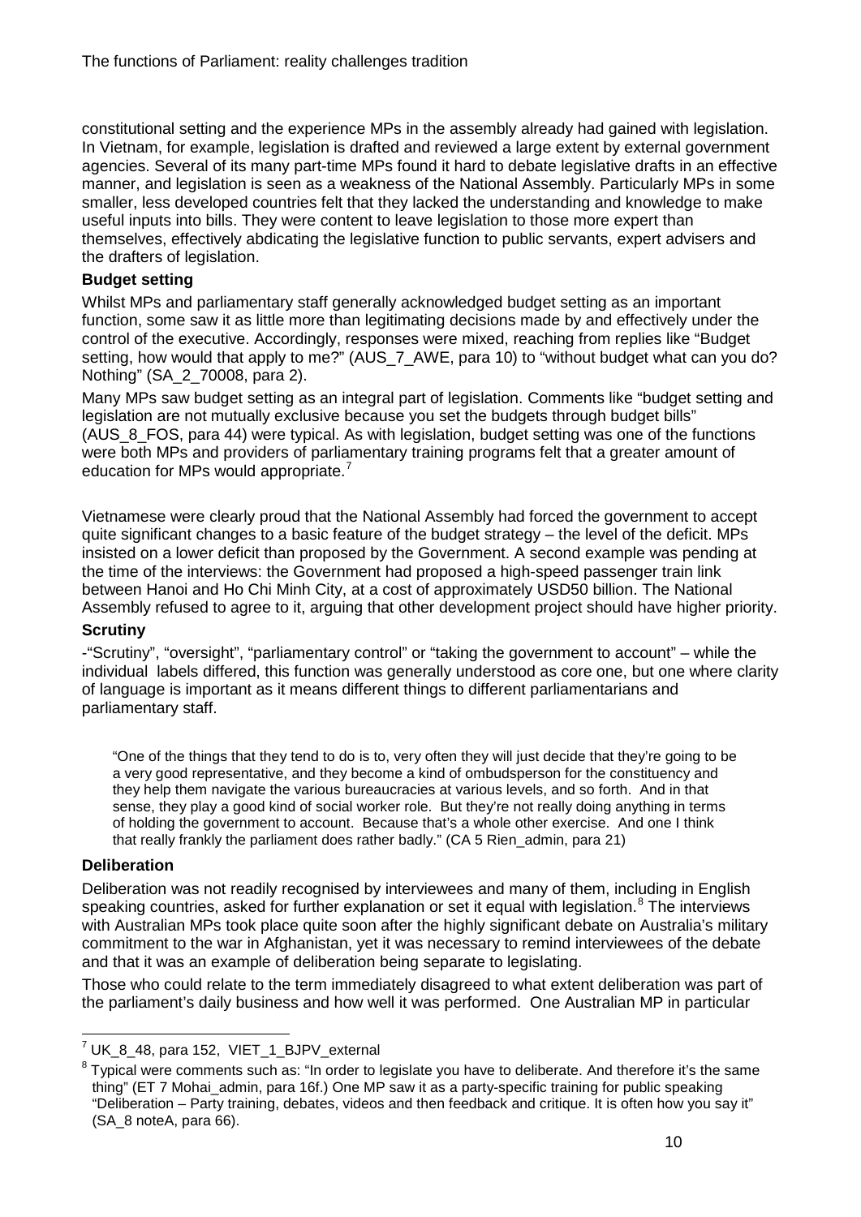constitutional setting and the experience MPs in the assembly already had gained with legislation. In Vietnam, for example, legislation is drafted and reviewed a large extent by external government agencies. Several of its many part-time MPs found it hard to debate legislative drafts in an effective manner, and legislation is seen as a weakness of the National Assembly. Particularly MPs in some smaller, less developed countries felt that they lacked the understanding and knowledge to make useful inputs into bills. They were content to leave legislation to those more expert than themselves, effectively abdicating the legislative function to public servants, expert advisers and the drafters of legislation.

### Budget setting

Whilst MPs and parliamentary staff generally acknowledged budget setting as an important function, some saw it as little more than legitimating decisions made by and effectively under the control of the executive. Accordingly, responses were mixed, reaching from replies like "Budget setting, how would that apply to me?" (AUS_7_AWE, para 10) to "without budget what can you do? Nothing" (SA_2_70008, para 2).

Many MPs saw budget setting as an integral part of legislation. Comments like "budget setting and legislation are not mutually exclusive because you set the budgets through budget bills" (AUS_8_FOS, para 44) were typical. As with legislation, budget setting was one of the functions were both MPs and providers of parliamentary training programs felt that a greater amount of education for MPs would appropriate.[7]

Vietnamese were clearly proud that the National Assembly had forced the government to accept quite significant changes to a basic feature of the budget strategy – the level of the deficit. MPs insisted on a lower deficit than proposed by the Government. A second example was pending at the time of the interviews: the Government had proposed a high-speed passenger train link between Hanoi and Ho Chi Minh City, at a cost of approximately USD50 billion. The National Assembly refused to agree to it, arguing that other development project should have higher priority.

### Scrutiny

-"Scrutiny", "oversight", "parliamentary control" or "taking the government to account" – while the individual labels differed, this function was generally understood as core one, but one where clarity of language is important as it means different things to different parliamentarians and parliamentary staff.

> "One of the things that they tend to do is to, very often they will just decide that they're going to be a very good representative, and they become a kind of ombudsperson for the constituency and they help them navigate the various bureaucracies at various levels, and so forth. And in that sense, they play a good kind of social worker role. But they're not really doing anything in terms of holding the government to account. Because that's a whole other exercise. And one I think that really frankly the parliament does rather badly." (CA 5 Rien_admin, para 21)

### Deliberation

Deliberation was not readily recognised by interviewees and many of them, including in English speaking countries, asked for further explanation or set it equal with legislation.[8] The interviews with Australian MPs took place quite soon after the highly significant debate on Australia's military commitment to the war in Afghanistan, yet it was necessary to remind interviewees of the debate and that it was an example of deliberation being separate to legislating.

Those who could relate to the term immediately disagreed to what extent deliberation was part of the parliament's daily business and how well it was performed. One Australian MP in particular

---

[7] UK_8_48, para 152, VIET_1_BJPV_external

[8] Typical were comments such as: "In order to legislate you have to deliberate. And therefore it's the same thing" (ET 7 Mohai_admin, para 16f.) One MP saw it as a party-specific training for public speaking "Deliberation – Party training, debates, videos and then feedback and critique. It is often how you say it" (SA_8 noteA, para 66).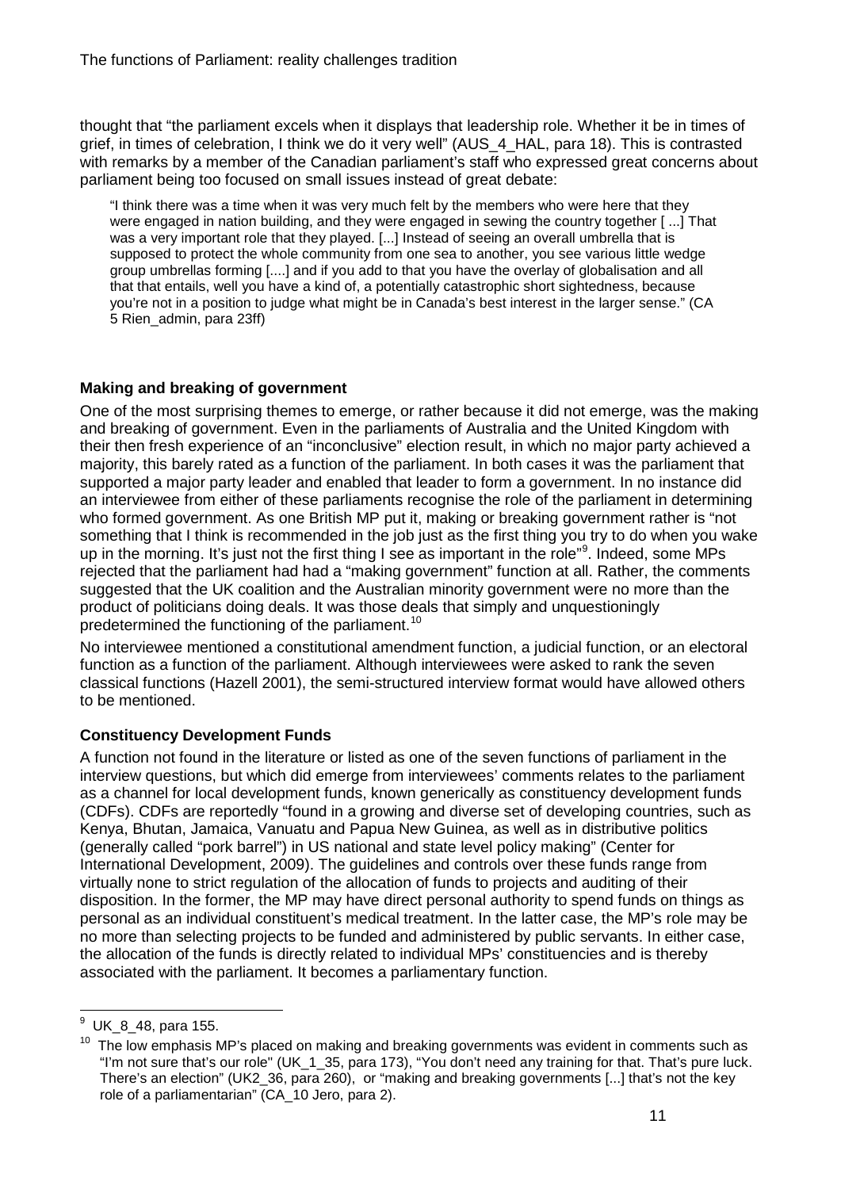thought that "the parliament excels when it displays that leadership role. Whether it be in times of grief, in times of celebration, I think we do it very well" (AUS_4_HAL, para 18). This is contrasted with remarks by a member of the Canadian parliament's staff who expressed great concerns about parliament being too focused on small issues instead of great debate:

> "I think there was a time when it was very much felt by the members who were here that they were engaged in nation building, and they were engaged in sewing the country together [ ...] That was a very important role that they played. [...] Instead of seeing an overall umbrella that is supposed to protect the whole community from one sea to another, you see various little wedge group umbrellas forming [....] and if you add to that you have the overlay of globalisation and all that that entails, well you have a kind of, a potentially catastrophic short sightedness, because you're not in a position to judge what might be in Canada's best interest in the larger sense." (CA 5 Rien_admin, para 23ff)

### Making and breaking of government

One of the most surprising themes to emerge, or rather because it did not emerge, was the making and breaking of government. Even in the parliaments of Australia and the United Kingdom with their then fresh experience of an "inconclusive" election result, in which no major party achieved a majority, this barely rated as a function of the parliament. In both cases it was the parliament that supported a major party leader and enabled that leader to form a government. In no instance did an interviewee from either of these parliaments recognise the role of the parliament in determining who formed government. As one British MP put it, making or breaking government rather is "not something that I think is recommended in the job just as the first thing you try to do when you wake up in the morning. It's just not the first thing I see as important in the role"[9]. Indeed, some MPs rejected that the parliament had had a "making government" function at all. Rather, the comments suggested that the UK coalition and the Australian minority government were no more than the product of politicians doing deals. It was those deals that simply and unquestioningly predetermined the functioning of the parliament.[10]

No interviewee mentioned a constitutional amendment function, a judicial function, or an electoral function as a function of the parliament. Although interviewees were asked to rank the seven classical functions (Hazell 2001), the semi-structured interview format would have allowed others to be mentioned.

### Constituency Development Funds

A function not found in the literature or listed as one of the seven functions of parliament in the interview questions, but which did emerge from interviewees' comments relates to the parliament as a channel for local development funds, known generically as constituency development funds (CDFs). CDFs are reportedly "found in a growing and diverse set of developing countries, such as Kenya, Bhutan, Jamaica, Vanuatu and Papua New Guinea, as well as in distributive politics (generally called "pork barrel") in US national and state level policy making" (Center for International Development, 2009). The guidelines and controls over these funds range from virtually none to strict regulation of the allocation of funds to projects and auditing of their disposition. In the former, the MP may have direct personal authority to spend funds on things as personal as an individual constituent's medical treatment. In the latter case, the MP's role may be no more than selecting projects to be funded and administered by public servants. In either case, the allocation of the funds is directly related to individual MPs' constituencies and is thereby associated with the parliament. It becomes a parliamentary function.

---

[9] UK_8_48, para 155.

[10] The low emphasis MP's placed on making and breaking governments was evident in comments such as "I'm not sure that's our role" (UK_1_35, para 173), "You don't need any training for that. That's pure luck. There's an election" (UK2_36, para 260), or "making and breaking governments [...] that's not the key role of a parliamentarian" (CA_10 Jero, para 2).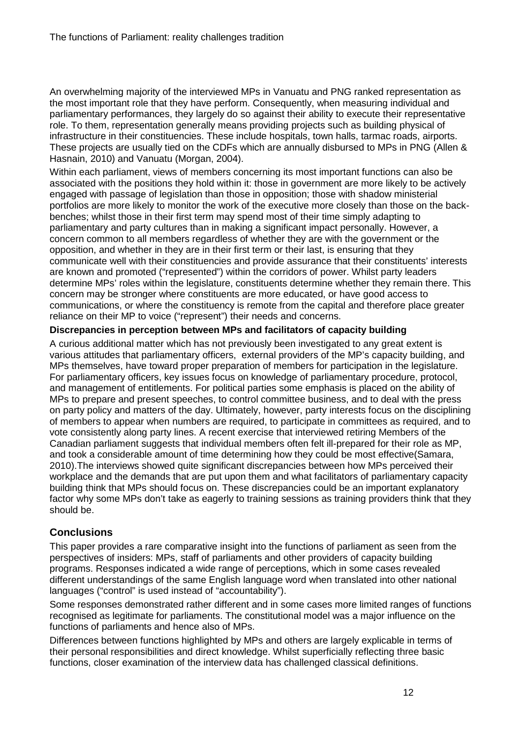An overwhelming majority of the interviewed MPs in Vanuatu and PNG ranked representation as the most important role that they have perform. Consequently, when measuring individual and parliamentary performances, they largely do so against their ability to execute their representative role. To them, representation generally means providing projects such as building physical of infrastructure in their constituencies. These include hospitals, town halls, tarmac roads, airports. These projects are usually tied on the CDFs which are annually disbursed to MPs in PNG (Allen & Hasnain, 2010) and Vanuatu (Morgan, 2004).

Within each parliament, views of members concerning its most important functions can also be associated with the positions they hold within it: those in government are more likely to be actively engaged with passage of legislation than those in opposition; those with shadow ministerial portfolios are more likely to monitor the work of the executive more closely than those on the back-benches; whilst those in their first term may spend most of their time simply adapting to parliamentary and party cultures than in making a significant impact personally. However, a concern common to all members regardless of whether they are with the government or the opposition, and whether in they are in their first term or their last, is ensuring that they communicate well with their constituencies and provide assurance that their constituents' interests are known and promoted ("represented") within the corridors of power. Whilst party leaders determine MPs' roles within the legislature, constituents determine whether they remain there. This concern may be stronger where constituents are more educated, or have good access to communications, or where the constituency is remote from the capital and therefore place greater reliance on their MP to voice ("represent") their needs and concerns.

**Discrepancies in perception between MPs and facilitators of capacity building**

A curious additional matter which has not previously been investigated to any great extent is various attitudes that parliamentary officers, external providers of the MP's capacity building, and MPs themselves, have toward proper preparation of members for participation in the legislature. For parliamentary officers, key issues focus on knowledge of parliamentary procedure, protocol, and management of entitlements. For political parties some emphasis is placed on the ability of MPs to prepare and present speeches, to control committee business, and to deal with the press on party policy and matters of the day. Ultimately, however, party interests focus on the disciplining of members to appear when numbers are required, to participate in committees as required, and to vote consistently along party lines. A recent exercise that interviewed retiring Members of the Canadian parliament suggests that individual members often felt ill-prepared for their role as MP, and took a considerable amount of time determining how they could be most effective(Samara, 2010).The interviews showed quite significant discrepancies between how MPs perceived their workplace and the demands that are put upon them and what facilitators of parliamentary capacity building think that MPs should focus on. These discrepancies could be an important explanatory factor why some MPs don't take as eagerly to training sessions as training providers think that they should be.

## Conclusions

This paper provides a rare comparative insight into the functions of parliament as seen from the perspectives of insiders: MPs, staff of parliaments and other providers of capacity building programs. Responses indicated a wide range of perceptions, which in some cases revealed different understandings of the same English language word when translated into other national languages ("control" is used instead of "accountability").

Some responses demonstrated rather different and in some cases more limited ranges of functions recognised as legitimate for parliaments. The constitutional model was a major influence on the functions of parliaments and hence also of MPs.

Differences between functions highlighted by MPs and others are largely explicable in terms of their personal responsibilities and direct knowledge. Whilst superficially reflecting three basic functions, closer examination of the interview data has challenged classical definitions.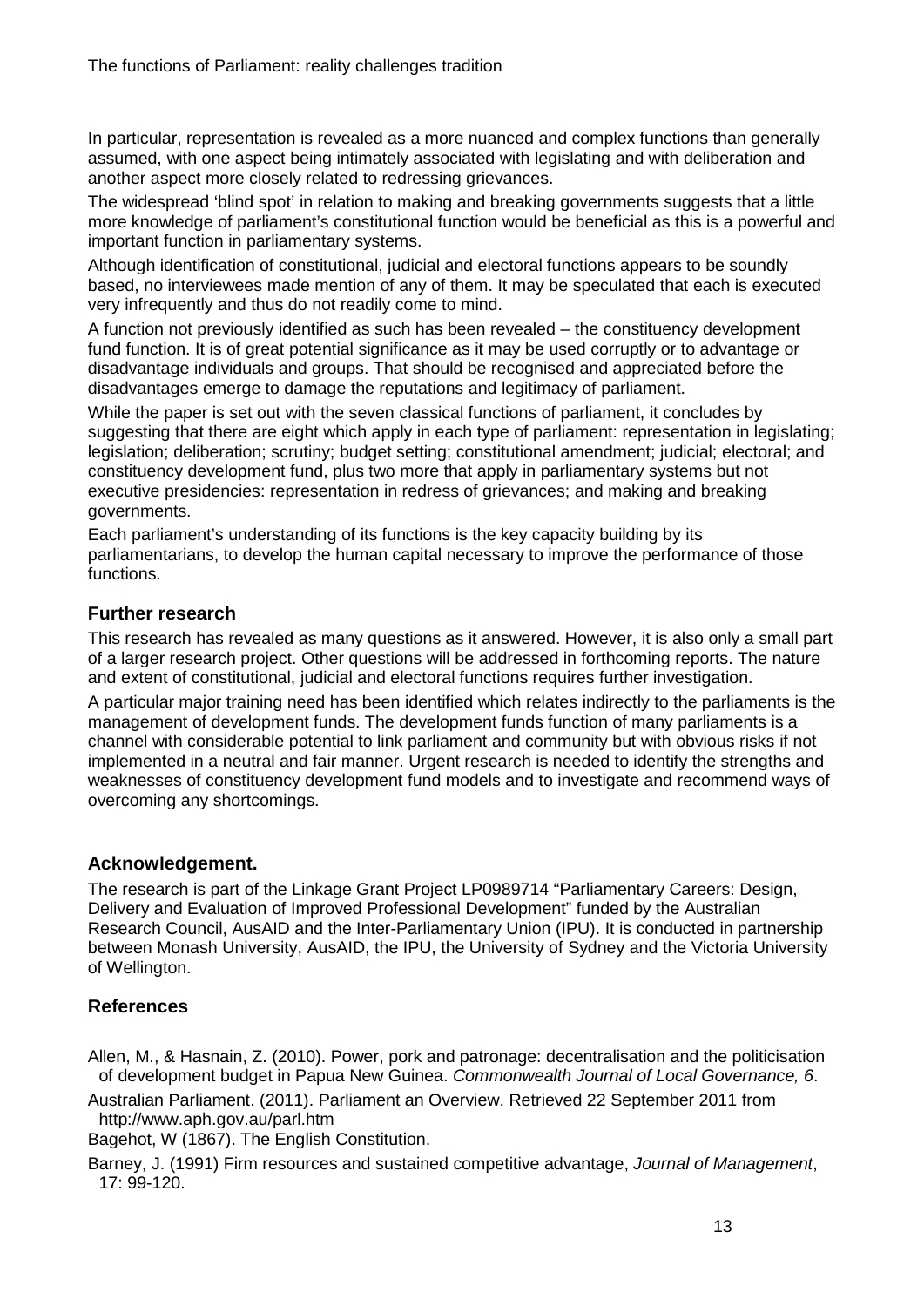In particular, representation is revealed as a more nuanced and complex functions than generally assumed, with one aspect being intimately associated with legislating and with deliberation and another aspect more closely related to redressing grievances.

The widespread 'blind spot' in relation to making and breaking governments suggests that a little more knowledge of parliament's constitutional function would be beneficial as this is a powerful and important function in parliamentary systems.

Although identification of constitutional, judicial and electoral functions appears to be soundly based, no interviewees made mention of any of them. It may be speculated that each is executed very infrequently and thus do not readily come to mind.

A function not previously identified as such has been revealed – the constituency development fund function. It is of great potential significance as it may be used corruptly or to advantage or disadvantage individuals and groups. That should be recognised and appreciated before the disadvantages emerge to damage the reputations and legitimacy of parliament.

While the paper is set out with the seven classical functions of parliament, it concludes by suggesting that there are eight which apply in each type of parliament: representation in legislating; legislation; deliberation; scrutiny; budget setting; constitutional amendment; judicial; electoral; and constituency development fund, plus two more that apply in parliamentary systems but not executive presidencies: representation in redress of grievances; and making and breaking governments.

Each parliament's understanding of its functions is the key capacity building by its parliamentarians, to develop the human capital necessary to improve the performance of those functions.

## Further research

This research has revealed as many questions as it answered. However, it is also only a small part of a larger research project. Other questions will be addressed in forthcoming reports. The nature and extent of constitutional, judicial and electoral functions requires further investigation.

A particular major training need has been identified which relates indirectly to the parliaments is the management of development funds. The development funds function of many parliaments is a channel with considerable potential to link parliament and community but with obvious risks if not implemented in a neutral and fair manner. Urgent research is needed to identify the strengths and weaknesses of constituency development fund models and to investigate and recommend ways of overcoming any shortcomings.

## Acknowledgement.

The research is part of the Linkage Grant Project LP0989714 "Parliamentary Careers: Design, Delivery and Evaluation of Improved Professional Development" funded by the Australian Research Council, AusAID and the Inter-Parliamentary Union (IPU). It is conducted in partnership between Monash University, AusAID, the IPU, the University of Sydney and the Victoria University of Wellington.

## References

Allen, M., & Hasnain, Z. (2010). Power, pork and patronage: decentralisation and the politicisation of development budget in Papua New Guinea. *Commonwealth Journal of Local Governance, 6*.

Australian Parliament. (2011). Parliament an Overview. Retrieved 22 September 2011 from http://www.aph.gov.au/parl.htm

Bagehot, W (1867). The English Constitution.

Barney, J. (1991) Firm resources and sustained competitive advantage, *Journal of Management*, 17: 99-120.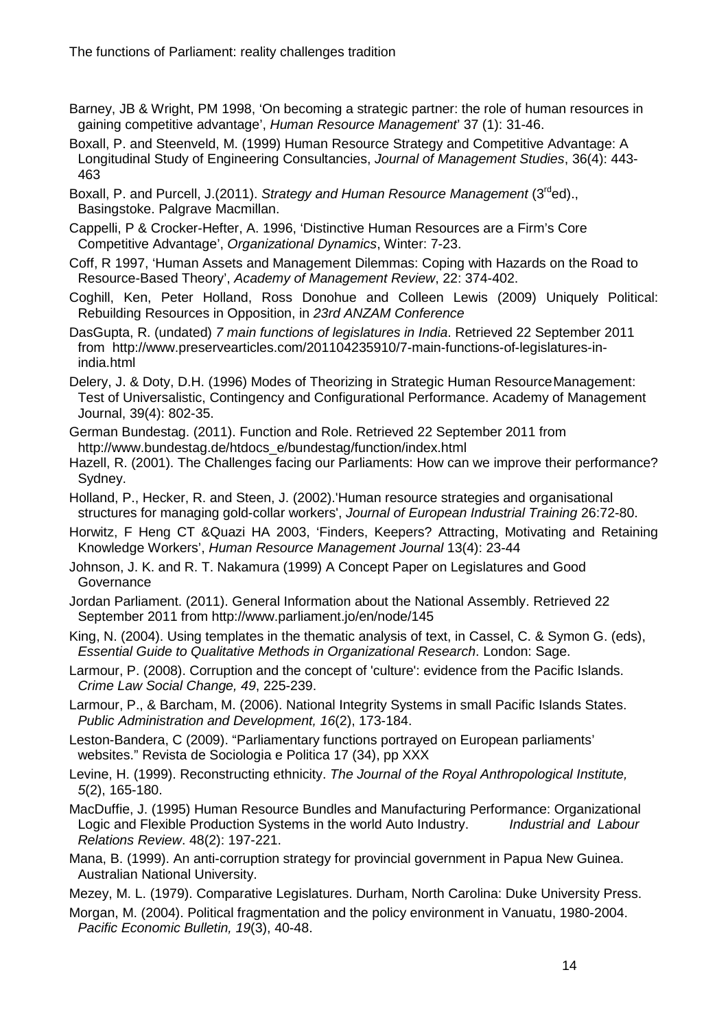Barney, JB & Wright, PM 1998, 'On becoming a strategic partner: the role of human resources in gaining competitive advantage', *Human Resource Management*' 37 (1): 31-46.

Boxall, P. and Steenveld, M. (1999) Human Resource Strategy and Competitive Advantage: A Longitudinal Study of Engineering Consultancies, *Journal of Management Studies*, 36(4): 443-463

Boxall, P. and Purcell, J.(2011). *Strategy and Human Resource Management* (3rded)., Basingstoke. Palgrave Macmillan.

Cappelli, P & Crocker-Hefter, A. 1996, 'Distinctive Human Resources are a Firm's Core Competitive Advantage', *Organizational Dynamics*, Winter: 7-23.

Coff, R 1997, 'Human Assets and Management Dilemmas: Coping with Hazards on the Road to Resource-Based Theory', *Academy of Management Review*, 22: 374-402.

Coghill, Ken, Peter Holland, Ross Donohue and Colleen Lewis (2009) Uniquely Political: Rebuilding Resources in Opposition, in *23rd ANZAM Conference*

DasGupta, R. (undated) *7 main functions of legislatures in India*. Retrieved 22 September 2011 from http://www.preservearticles.com/201104235910/7-main-functions-of-legislatures-in-india.html

Delery, J. & Doty, D.H. (1996) Modes of Theorizing in Strategic Human Resource Management: Test of Universalistic, Contingency and Configurational Performance. Academy of Management Journal, 39(4): 802-35.

German Bundestag. (2011). Function and Role. Retrieved 22 September 2011 from http://www.bundestag.de/htdocs_e/bundestag/function/index.html

Hazell, R. (2001). The Challenges facing our Parliaments: How can we improve their performance? Sydney.

Holland, P., Hecker, R. and Steen, J. (2002).'Human resource strategies and organisational structures for managing gold-collar workers', *Journal of European Industrial Training* 26:72-80.

Horwitz, F Heng CT &Quazi HA 2003, 'Finders, Keepers? Attracting, Motivating and Retaining Knowledge Workers', *Human Resource Management Journal* 13(4): 23-44

Johnson, J. K. and R. T. Nakamura (1999) A Concept Paper on Legislatures and Good Governance

Jordan Parliament. (2011). General Information about the National Assembly. Retrieved 22 September 2011 from http://www.parliament.jo/en/node/145

King, N. (2004). Using templates in the thematic analysis of text, in Cassel, C. & Symon G. (eds), *Essential Guide to Qualitative Methods in Organizational Research*. London: Sage.

Larmour, P. (2008). Corruption and the concept of 'culture': evidence from the Pacific Islands. *Crime Law Social Change, 49*, 225-239.

Larmour, P., & Barcham, M. (2006). National Integrity Systems in small Pacific Islands States. *Public Administration and Development, 16*(2), 173-184.

Leston-Bandera, C (2009). "Parliamentary functions portrayed on European parliaments' websites." Revista de Sociologia e Politica 17 (34), pp XXX

Levine, H. (1999). Reconstructing ethnicity. *The Journal of the Royal Anthropological Institute, 5*(2), 165-180.

MacDuffie, J. (1995) Human Resource Bundles and Manufacturing Performance: Organizational Logic and Flexible Production Systems in the world Auto Industry. *Industrial and Labour Relations Review*. 48(2): 197-221.

Mana, B. (1999). An anti-corruption strategy for provincial government in Papua New Guinea. Australian National University.

Mezey, M. L. (1979). Comparative Legislatures. Durham, North Carolina: Duke University Press.

Morgan, M. (2004). Political fragmentation and the policy environment in Vanuatu, 1980-2004. *Pacific Economic Bulletin, 19*(3), 40-48.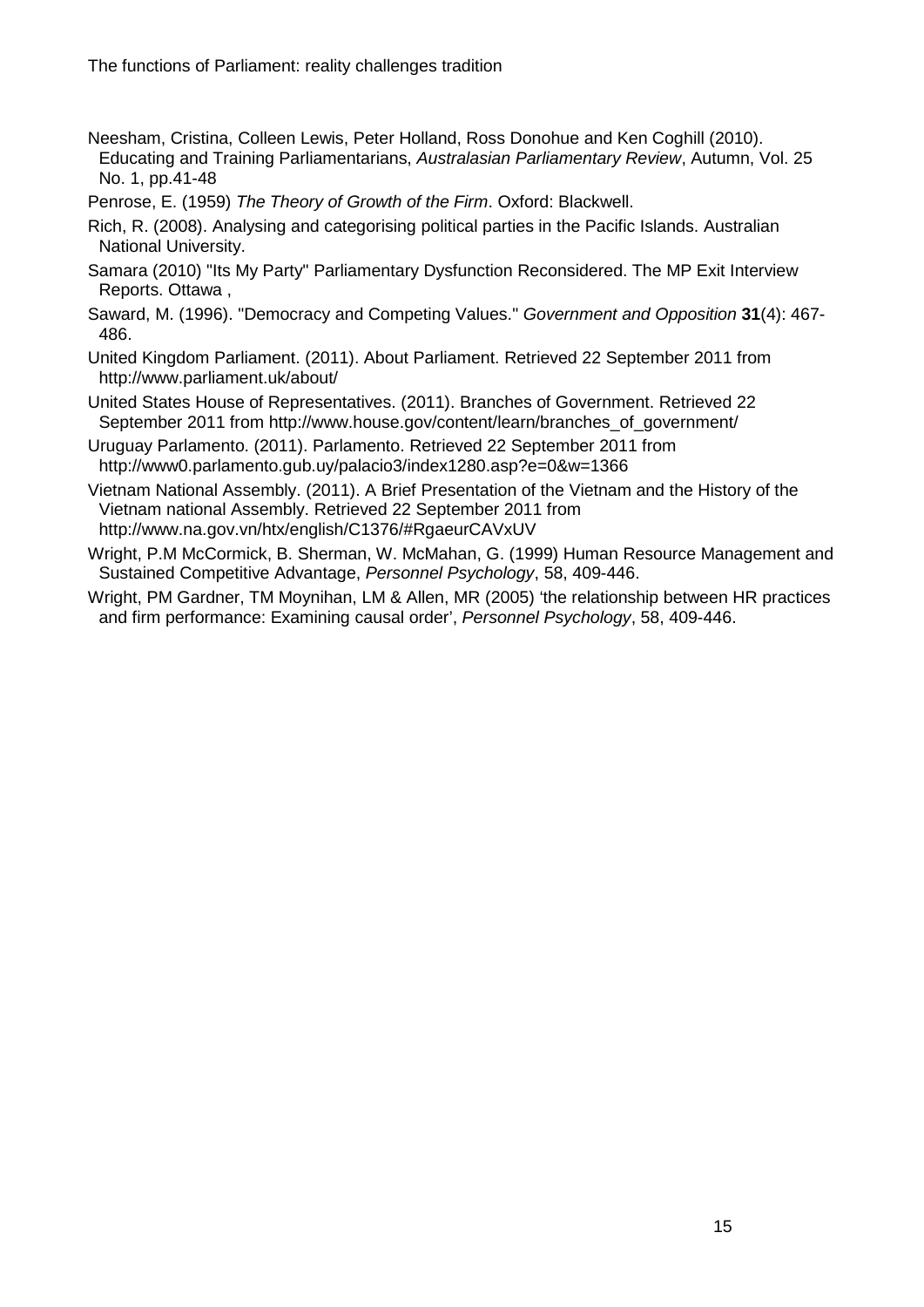Neesham, Cristina, Colleen Lewis, Peter Holland, Ross Donohue and Ken Coghill (2010). Educating and Training Parliamentarians, *Australasian Parliamentary Review*, Autumn, Vol. 25 No. 1, pp.41-48

Penrose, E. (1959) *The Theory of Growth of the Firm*. Oxford: Blackwell.

Rich, R. (2008). Analysing and categorising political parties in the Pacific Islands. Australian National University.

Samara (2010) "Its My Party" Parliamentary Dysfunction Reconsidered. The MP Exit Interview Reports. Ottawa ,

Saward, M. (1996). "Democracy and Competing Values." *Government and Opposition* **31**(4): 467-486.

United Kingdom Parliament. (2011). About Parliament. Retrieved 22 September 2011 from http://www.parliament.uk/about/

United States House of Representatives. (2011). Branches of Government. Retrieved 22 September 2011 from http://www.house.gov/content/learn/branches_of_government/

Uruguay Parlamento. (2011). Parlamento. Retrieved 22 September 2011 from http://www0.parlamento.gub.uy/palacio3/index1280.asp?e=0&w=1366

Vietnam National Assembly. (2011). A Brief Presentation of the Vietnam and the History of the Vietnam national Assembly. Retrieved 22 September 2011 from http://www.na.gov.vn/htx/english/C1376/#RgaeurCAVxUV

Wright, P.M McCormick, B. Sherman, W. McMahan, G. (1999) Human Resource Management and Sustained Competitive Advantage, *Personnel Psychology*, 58, 409-446.

Wright, PM Gardner, TM Moynihan, LM & Allen, MR (2005) 'the relationship between HR practices and firm performance: Examining causal order', *Personnel Psychology*, 58, 409-446.